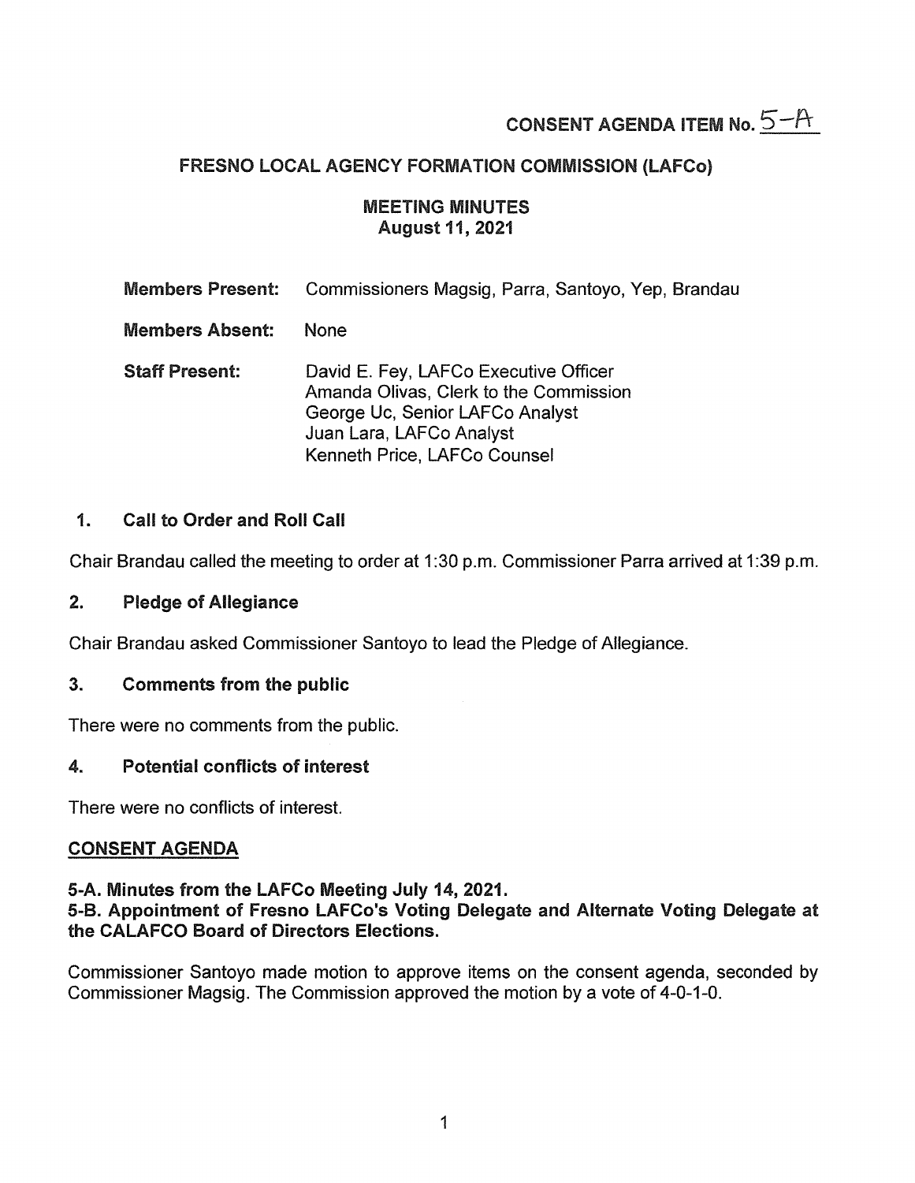**CONSENT AGENDA ITEM No. 5-A**

# FRESNO LOCAL AGENCY FORMATION COMMISSION (LAFCo)

## MEETING MINUTES
## August 11, 2021

**Members Present:** Commissioners Magsig, Parra, Santoyo, Yep, Brandau

**Members Absent:** None

**Staff Present:** David E. Fey, LAFCo Executive Officer
Amanda Olivas, Clerk to the Commission
George Uc, Senior LAFCo Analyst
Juan Lara, LAFCo Analyst
Kenneth Price, LAFCo Counsel

### 1. Call to Order and Roll Call

Chair Brandau called the meeting to order at 1:30 p.m. Commissioner Parra arrived at 1:39 p.m.

### 2. Pledge of Allegiance

Chair Brandau asked Commissioner Santoyo to lead the Pledge of Allegiance.

### 3. Comments from the public

There were no comments from the public.

### 4. Potential conflicts of interest

There were no conflicts of interest.

### CONSENT AGENDA

**5-A. Minutes from the LAFCo Meeting July 14, 2021.**
**5-B. Appointment of Fresno LAFCo's Voting Delegate and Alternate Voting Delegate at the CALAFCO Board of Directors Elections.**

Commissioner Santoyo made motion to approve items on the consent agenda, seconded by Commissioner Magsig. The Commission approved the motion by a vote of 4-0-1-0.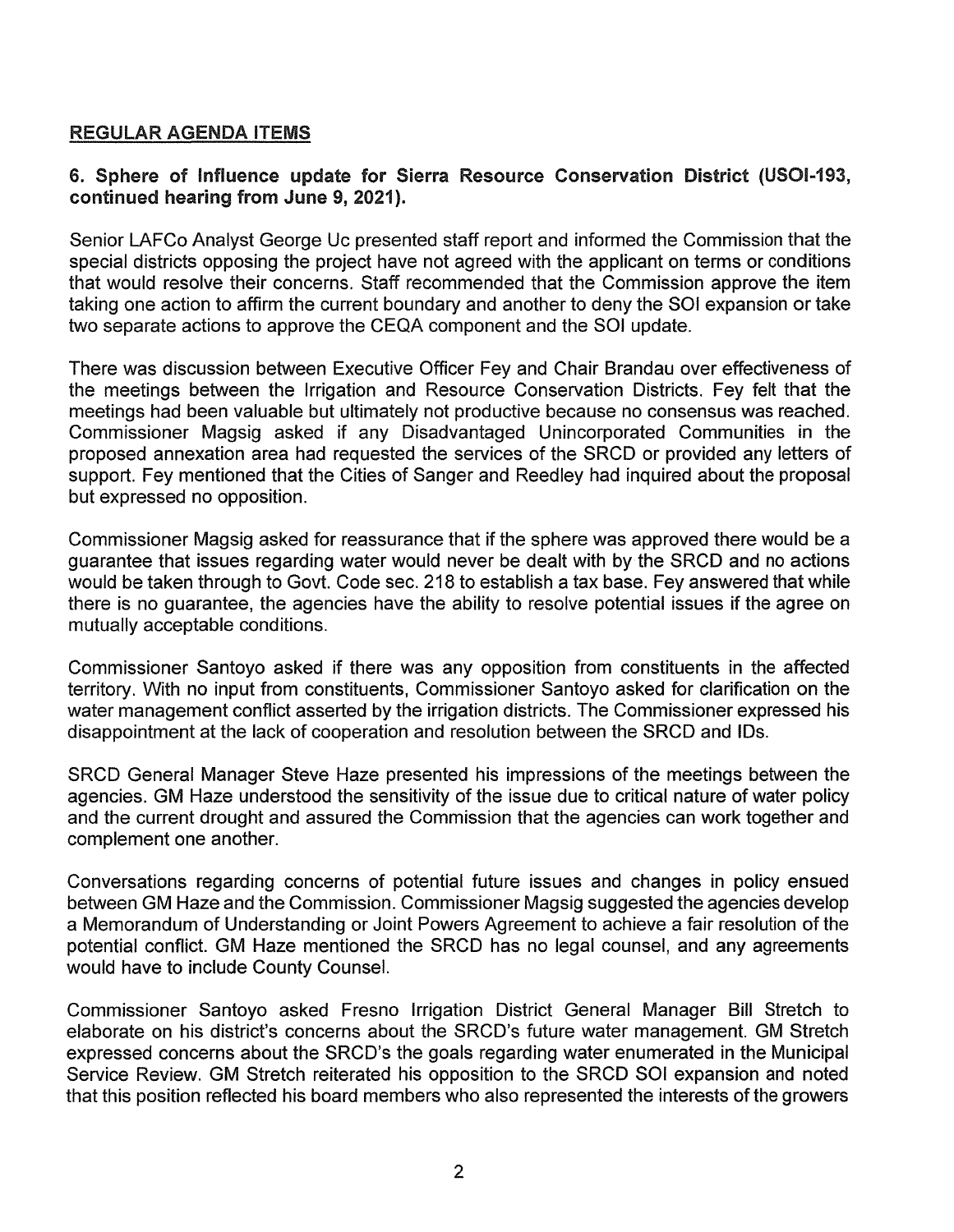## REGULAR AGENDA ITEMS

### 6. Sphere of Influence update for Sierra Resource Conservation District (USOI-193, continued hearing from June 9, 2021).

Senior LAFCo Analyst George Uc presented staff report and informed the Commission that the special districts opposing the project have not agreed with the applicant on terms or conditions that would resolve their concerns. Staff recommended that the Commission approve the item taking one action to affirm the current boundary and another to deny the SOI expansion or take two separate actions to approve the CEQA component and the SOI update.

There was discussion between Executive Officer Fey and Chair Brandau over effectiveness of the meetings between the Irrigation and Resource Conservation Districts. Fey felt that the meetings had been valuable but ultimately not productive because no consensus was reached. Commissioner Magsig asked if any Disadvantaged Unincorporated Communities in the proposed annexation area had requested the services of the SRCD or provided any letters of support. Fey mentioned that the Cities of Sanger and Reedley had inquired about the proposal but expressed no opposition.

Commissioner Magsig asked for reassurance that if the sphere was approved there would be a guarantee that issues regarding water would never be dealt with by the SRCD and no actions would be taken through to Govt. Code sec. 218 to establish a tax base. Fey answered that while there is no guarantee, the agencies have the ability to resolve potential issues if the agree on mutually acceptable conditions.

Commissioner Santoyo asked if there was any opposition from constituents in the affected territory. With no input from constituents, Commissioner Santoyo asked for clarification on the water management conflict asserted by the irrigation districts. The Commissioner expressed his disappointment at the lack of cooperation and resolution between the SRCD and IDs.

SRCD General Manager Steve Haze presented his impressions of the meetings between the agencies. GM Haze understood the sensitivity of the issue due to critical nature of water policy and the current drought and assured the Commission that the agencies can work together and complement one another.

Conversations regarding concerns of potential future issues and changes in policy ensued between GM Haze and the Commission. Commissioner Magsig suggested the agencies develop a Memorandum of Understanding or Joint Powers Agreement to achieve a fair resolution of the potential conflict. GM Haze mentioned the SRCD has no legal counsel, and any agreements would have to include County Counsel.

Commissioner Santoyo asked Fresno Irrigation District General Manager Bill Stretch to elaborate on his district's concerns about the SRCD's future water management. GM Stretch expressed concerns about the SRCD's the goals regarding water enumerated in the Municipal Service Review. GM Stretch reiterated his opposition to the SRCD SOI expansion and noted that this position reflected his board members who also represented the interests of the growers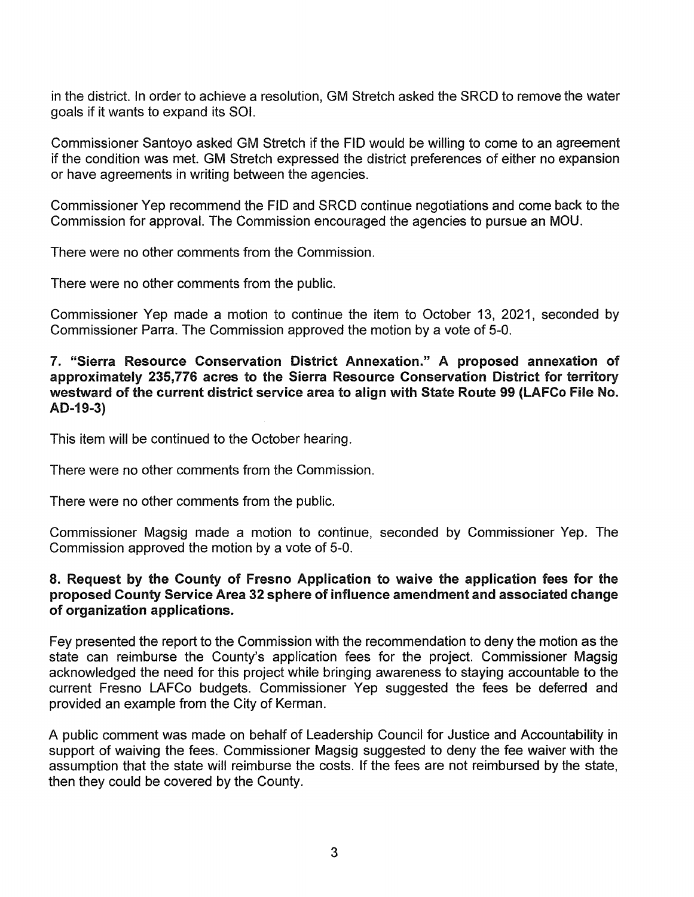in the district. In order to achieve a resolution, GM Stretch asked the SRCD to remove the water goals if it wants to expand its SOI.

Commissioner Santoyo asked GM Stretch if the FID would be willing to come to an agreement if the condition was met. GM Stretch expressed the district preferences of either no expansion or have agreements in writing between the agencies.

Commissioner Yep recommend the FID and SRCD continue negotiations and come back to the Commission for approval. The Commission encouraged the agencies to pursue an MOU.

There were no other comments from the Commission.

There were no other comments from the public.

Commissioner Yep made a motion to continue the item to October 13, 2021, seconded by Commissioner Parra. The Commission approved the motion by a vote of 5-0.

**7. "Sierra Resource Conservation District Annexation." A proposed annexation of approximately 235,776 acres to the Sierra Resource Conservation District for territory westward of the current district service area to align with State Route 99 (LAFCo File No. AD-19-3)**

This item will be continued to the October hearing.

There were no other comments from the Commission.

There were no other comments from the public.

Commissioner Magsig made a motion to continue, seconded by Commissioner Yep. The Commission approved the motion by a vote of 5-0.

**8. Request by the County of Fresno Application to waive the application fees for the proposed County Service Area 32 sphere of influence amendment and associated change of organization applications.**

Fey presented the report to the Commission with the recommendation to deny the motion as the state can reimburse the County's application fees for the project. Commissioner Magsig acknowledged the need for this project while bringing awareness to staying accountable to the current Fresno LAFCo budgets. Commissioner Yep suggested the fees be deferred and provided an example from the City of Kerman.

A public comment was made on behalf of Leadership Council for Justice and Accountability in support of waiving the fees. Commissioner Magsig suggested to deny the fee waiver with the assumption that the state will reimburse the costs. If the fees are not reimbursed by the state, then they could be covered by the County.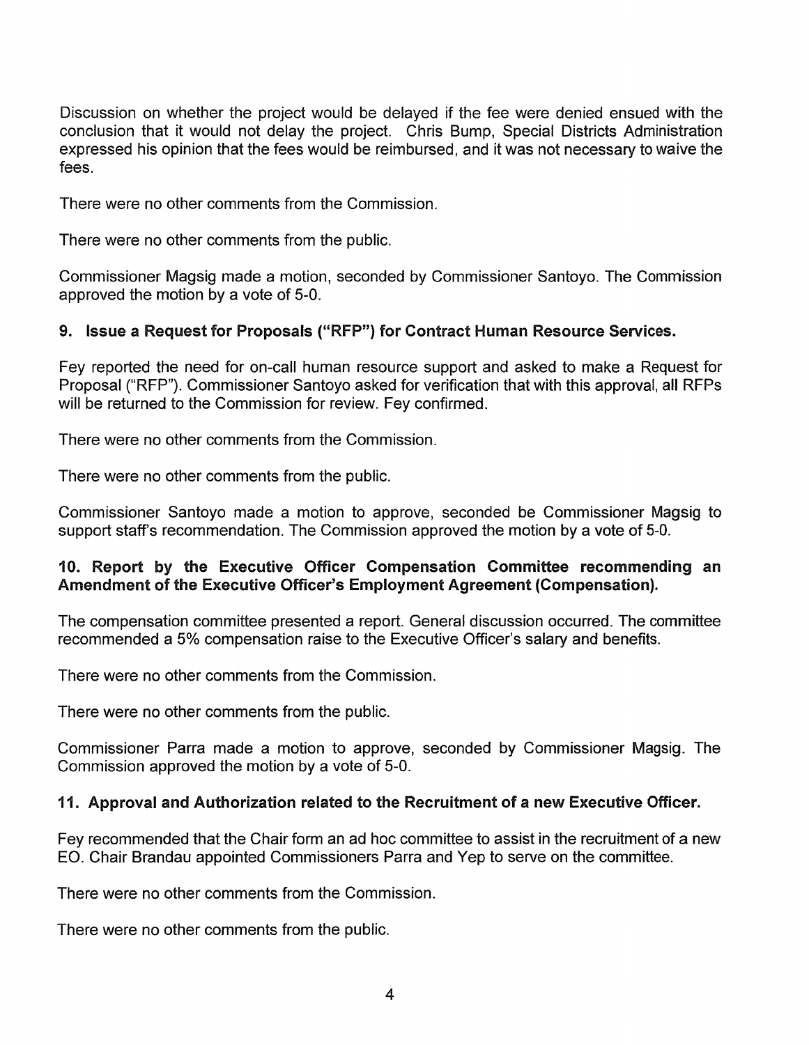Discussion on whether the project would be delayed if the fee were denied ensued with the conclusion that it would not delay the project. Chris Bump, Special Districts Administration expressed his opinion that the fees would be reimbursed, and it was not necessary to waive the fees.

There were no other comments from the Commission.

There were no other comments from the public.

Commissioner Magsig made a motion, seconded by Commissioner Santoyo. The Commission approved the motion by a vote of 5-0.

### 9. Issue a Request for Proposals ("RFP") for Contract Human Resource Services.

Fey reported the need for on-call human resource support and asked to make a Request for Proposal ("RFP"). Commissioner Santoyo asked for verification that with this approval, all RFPs will be returned to the Commission for review. Fey confirmed.

There were no other comments from the Commission.

There were no other comments from the public.

Commissioner Santoyo made a motion to approve, seconded be Commissioner Magsig to support staff's recommendation. The Commission approved the motion by a vote of 5-0.

### 10. Report by the Executive Officer Compensation Committee recommending an Amendment of the Executive Officer's Employment Agreement (Compensation).

The compensation committee presented a report. General discussion occurred. The committee recommended a 5% compensation raise to the Executive Officer's salary and benefits.

There were no other comments from the Commission.

There were no other comments from the public.

Commissioner Parra made a motion to approve, seconded by Commissioner Magsig. The Commission approved the motion by a vote of 5-0.

### 11. Approval and Authorization related to the Recruitment of a new Executive Officer.

Fey recommended that the Chair form an ad hoc committee to assist in the recruitment of a new EO. Chair Brandau appointed Commissioners Parra and Yep to serve on the committee.

There were no other comments from the Commission.

There were no other comments from the public.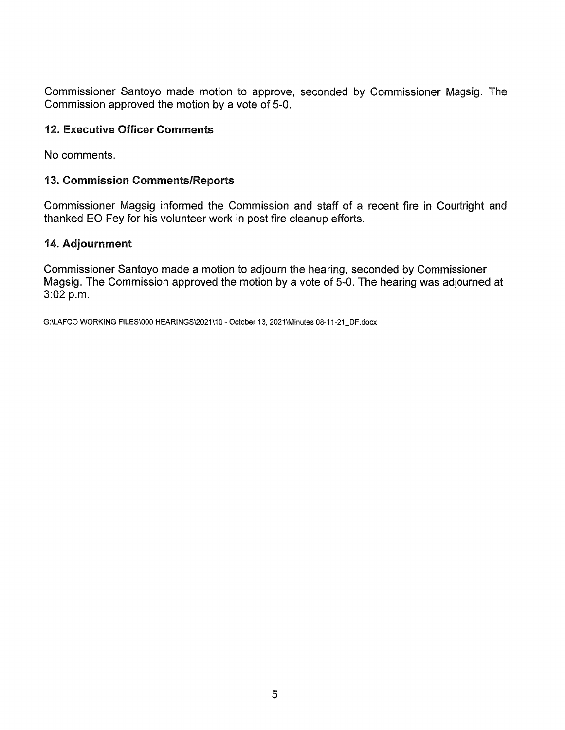Commissioner Santoyo made motion to approve, seconded by Commissioner Magsig. The Commission approved the motion by a vote of 5-0.

### 12. Executive Officer Comments

No comments.

### 13. Commission Comments/Reports

Commissioner Magsig informed the Commission and staff of a recent fire in Courtright and thanked EO Fey for his volunteer work in post fire cleanup efforts.

### 14. Adjournment

Commissioner Santoyo made a motion to adjourn the hearing, seconded by Commissioner Magsig. The Commission approved the motion by a vote of 5-0. The hearing was adjourned at 3:02 p.m.

G:\LAFCO WORKING FILES\000 HEARINGS\2021\10 - October 13, 2021\Minutes 08-11-21_DF.docx